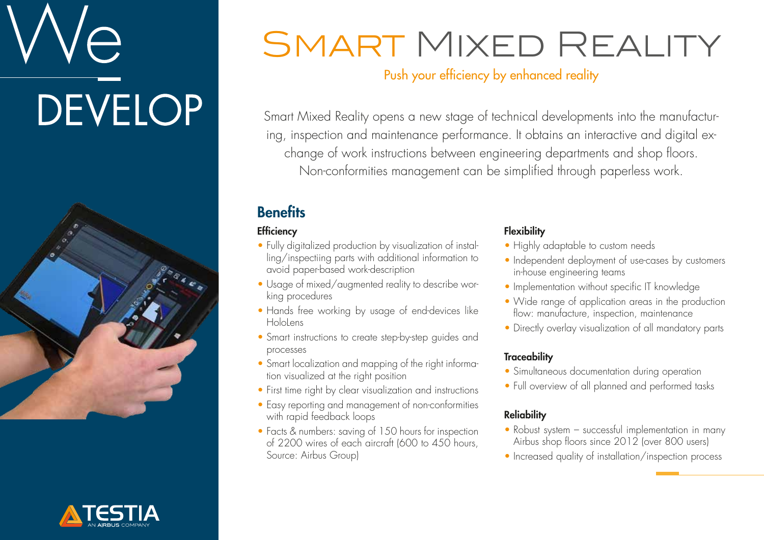We DEVELOP

# Smart Mixed Reality

Push your efficiency by enhanced reality

Smart Mixed Reality opens a new stage of technical developments into the manufacturing, inspection and maintenance performance. It obtains an interactive and digital exchange of work instructions between engineering departments and shop floors. Non-conformities management can be simplified through paperless work.

## Benefits

### Efficiency

- Fully digitalized production by visualization of installing/inspectiing parts with additional information to avoid paper-based work-description
- Usage of mixed/augmented reality to describe working procedures
- Hands free working by usage of end-devices like HoloLens
- Smart instructions to create step-by-step guides and processes
- Smart localization and mapping of the right information visualized at the right position
- First time right by clear visualization and instructions
- Easy reporting and management of non-conformities with rapid feedback loops
- Facts & numbers: saving of 150 hours for inspection of 2200 wires of each aircraft (600 to 450 hours, Source: Airbus Group)

### Flexibility

- Highly adaptable to custom needs
- Independent deployment of use-cases by customers in-house engineering teams
- Implementation without specific IT knowledge
- Wide range of application areas in the production flow: manufacture, inspection, maintenance
- Directly overlay visualization of all mandatory parts

### Traceability

- Simultaneous documentation during operation
- Full overview of all planned and performed tasks

### Reliability

- Robust system – successful implementation in many Airbus shop floors since 2012 (over 800 users)
- Increased quality of installation/inspection process

TESTIA
AN AIRBUS COMPANY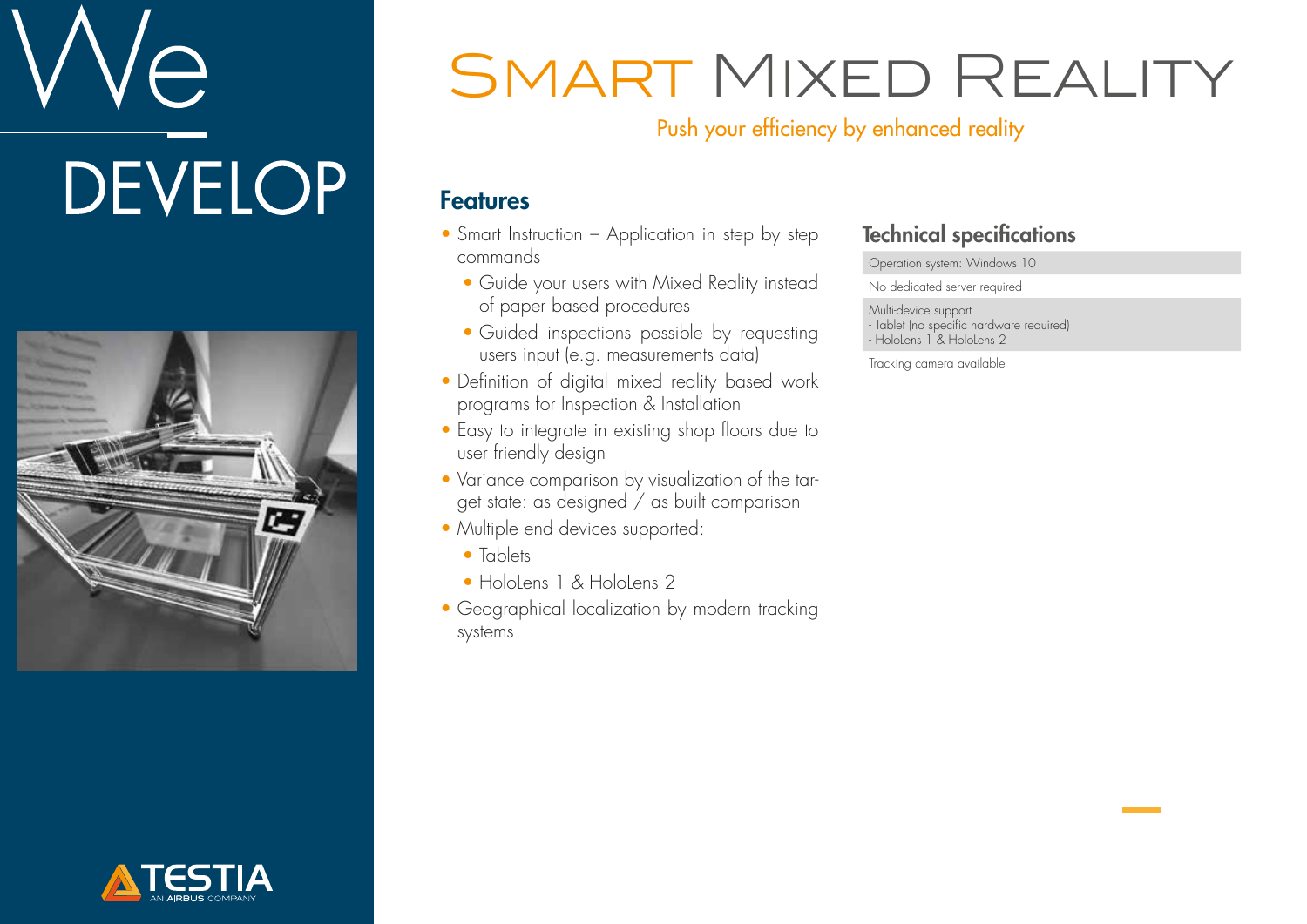We

DEVELOP

# Smart Mixed Reality

Push your efficiency by enhanced reality

## Features

- Smart Instruction – Application in step by step commands
  - Guide your users with Mixed Reality instead of paper based procedures
  - Guided inspections possible by requesting users input (e.g. measurements data)
- Definition of digital mixed reality based work programs for Inspection & Installation
- Easy to integrate in existing shop floors due to user friendly design
- Variance comparison by visualization of the target state: as designed / as built comparison
- Multiple end devices supported:
  - Tablets
  - HoloLens 1 & HoloLens 2
- Geographical localization by modern tracking systems

## Technical specifications

| |
|---|
| Operation system: Windows 10 |
| No dedicated server required |
| Multi-device support<br>- Tablet (no specific hardware required)<br>- HoloLens 1 & HoloLens 2 |
| Tracking camera available |

TESTIA AN AIRBUS COMPANY